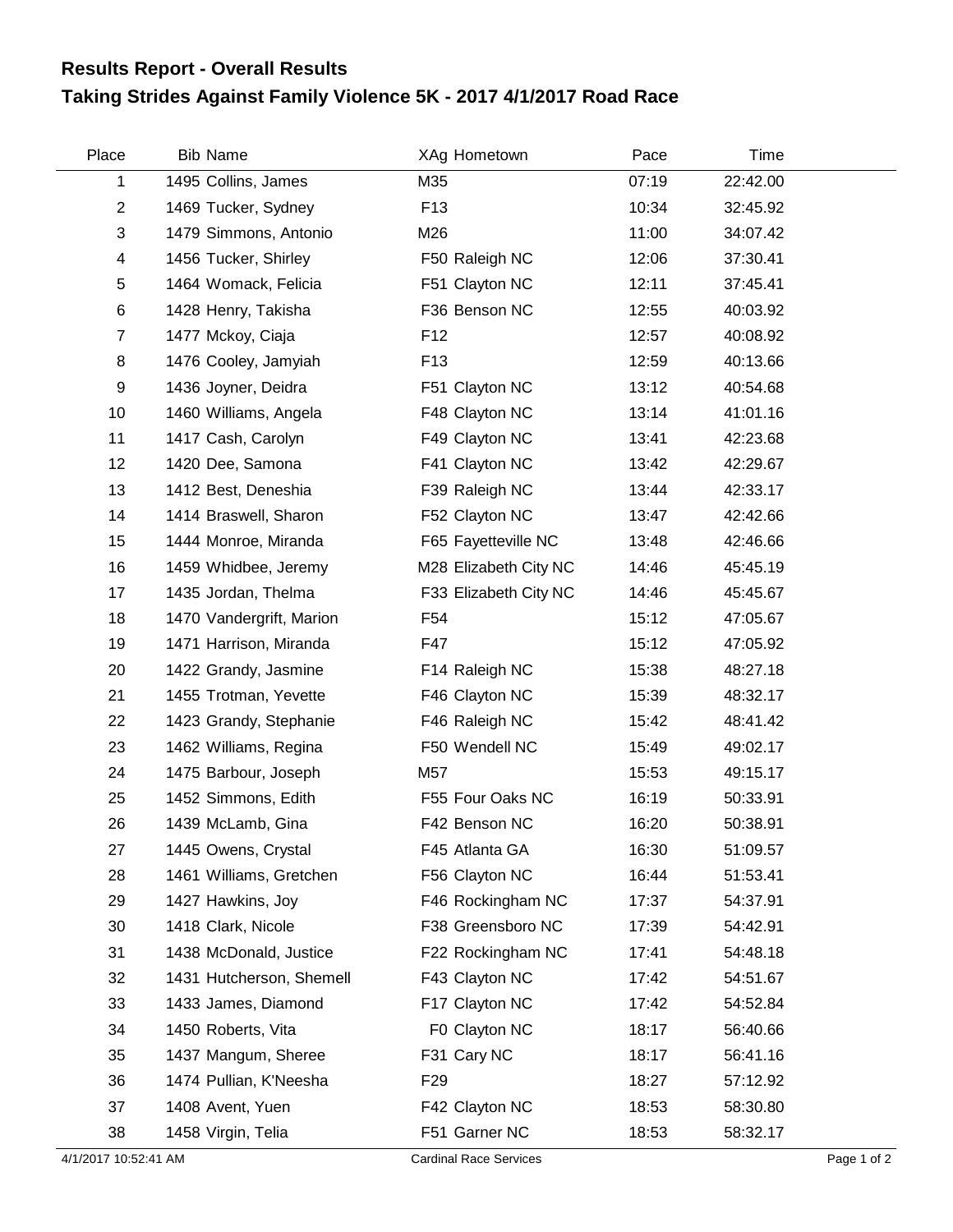# Results Report - Overall Results

## Taking Strides Against Family Violence 5K - 2017 4/1/2017 Road Race

| Place | Bib | Name | XAg | Hometown | Pace | Time |
|---|---|---|---|---|---|---|
| 1 | 1495 | Collins, James | M35 | | 07:19 | 22:42.00 |
| 2 | 1469 | Tucker, Sydney | F13 | | 10:34 | 32:45.92 |
| 3 | 1479 | Simmons, Antonio | M26 | | 11:00 | 34:07.42 |
| 4 | 1456 | Tucker, Shirley | F50 | Raleigh NC | 12:06 | 37:30.41 |
| 5 | 1464 | Womack, Felicia | F51 | Clayton NC | 12:11 | 37:45.41 |
| 6 | 1428 | Henry, Takisha | F36 | Benson NC | 12:55 | 40:03.92 |
| 7 | 1477 | Mckoy, Ciaja | F12 | | 12:57 | 40:08.92 |
| 8 | 1476 | Cooley, Jamyiah | F13 | | 12:59 | 40:13.66 |
| 9 | 1436 | Joyner, Deidra | F51 | Clayton NC | 13:12 | 40:54.68 |
| 10 | 1460 | Williams, Angela | F48 | Clayton NC | 13:14 | 41:01.16 |
| 11 | 1417 | Cash, Carolyn | F49 | Clayton NC | 13:41 | 42:23.68 |
| 12 | 1420 | Dee, Samona | F41 | Clayton NC | 13:42 | 42:29.67 |
| 13 | 1412 | Best, Deneshia | F39 | Raleigh NC | 13:44 | 42:33.17 |
| 14 | 1414 | Braswell, Sharon | F52 | Clayton NC | 13:47 | 42:42.66 |
| 15 | 1444 | Monroe, Miranda | F65 | Fayetteville NC | 13:48 | 42:46.66 |
| 16 | 1459 | Whidbee, Jeremy | M28 | Elizabeth City NC | 14:46 | 45:45.19 |
| 17 | 1435 | Jordan, Thelma | F33 | Elizabeth City NC | 14:46 | 45:45.67 |
| 18 | 1470 | Vandergrift, Marion | F54 | | 15:12 | 47:05.67 |
| 19 | 1471 | Harrison, Miranda | F47 | | 15:12 | 47:05.92 |
| 20 | 1422 | Grandy, Jasmine | F14 | Raleigh NC | 15:38 | 48:27.18 |
| 21 | 1455 | Trotman, Yevette | F46 | Clayton NC | 15:39 | 48:32.17 |
| 22 | 1423 | Grandy, Stephanie | F46 | Raleigh NC | 15:42 | 48:41.42 |
| 23 | 1462 | Williams, Regina | F50 | Wendell NC | 15:49 | 49:02.17 |
| 24 | 1475 | Barbour, Joseph | M57 | | 15:53 | 49:15.17 |
| 25 | 1452 | Simmons, Edith | F55 | Four Oaks NC | 16:19 | 50:33.91 |
| 26 | 1439 | McLamb, Gina | F42 | Benson NC | 16:20 | 50:38.91 |
| 27 | 1445 | Owens, Crystal | F45 | Atlanta GA | 16:30 | 51:09.57 |
| 28 | 1461 | Williams, Gretchen | F56 | Clayton NC | 16:44 | 51:53.41 |
| 29 | 1427 | Hawkins, Joy | F46 | Rockingham NC | 17:37 | 54:37.91 |
| 30 | 1418 | Clark, Nicole | F38 | Greensboro NC | 17:39 | 54:42.91 |
| 31 | 1438 | McDonald, Justice | F22 | Rockingham NC | 17:41 | 54:48.18 |
| 32 | 1431 | Hutcherson, Shemell | F43 | Clayton NC | 17:42 | 54:51.67 |
| 33 | 1433 | James, Diamond | F17 | Clayton NC | 17:42 | 54:52.84 |
| 34 | 1450 | Roberts, Vita | F0 | Clayton NC | 18:17 | 56:40.66 |
| 35 | 1437 | Mangum, Sheree | F31 | Cary NC | 18:17 | 56:41.16 |
| 36 | 1474 | Pullian, K'Neesha | F29 | | 18:27 | 57:12.92 |
| 37 | 1408 | Avent, Yuen | F42 | Clayton NC | 18:53 | 58:30.80 |
| 38 | 1458 | Virgin, Telia | F51 | Garner NC | 18:53 | 58:32.17 |

4/1/2017 10:52:41 AM Cardinal Race Services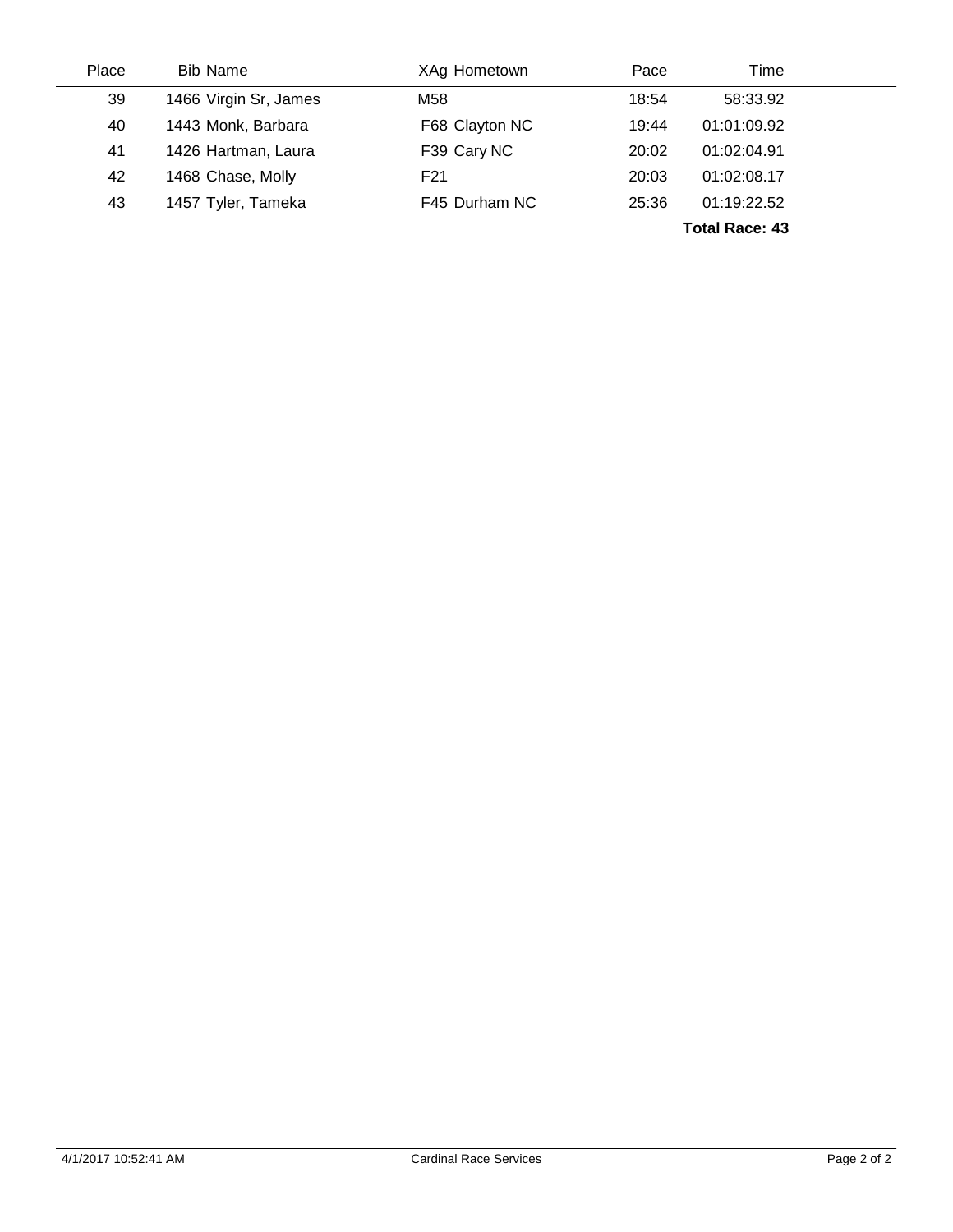| Place | Bib | Name | XAg | Hometown | Pace | Time |
|---|---|---|---|---|---|---|
| 39 | 1466 | Virgin Sr, James | M58 | | 18:54 | 58:33.92 |
| 40 | 1443 | Monk, Barbara | F68 | Clayton NC | 19:44 | 01:01:09.92 |
| 41 | 1426 | Hartman, Laura | F39 | Cary NC | 20:02 | 01:02:04.91 |
| 42 | 1468 | Chase, Molly | F21 | | 20:03 | 01:02:08.17 |
| 43 | 1457 | Tyler, Tameka | F45 | Durham NC | 25:36 | 01:19:22.52 |

**Total Race: 43**

4/1/2017 10:52:41 AM

Cardinal Race Services